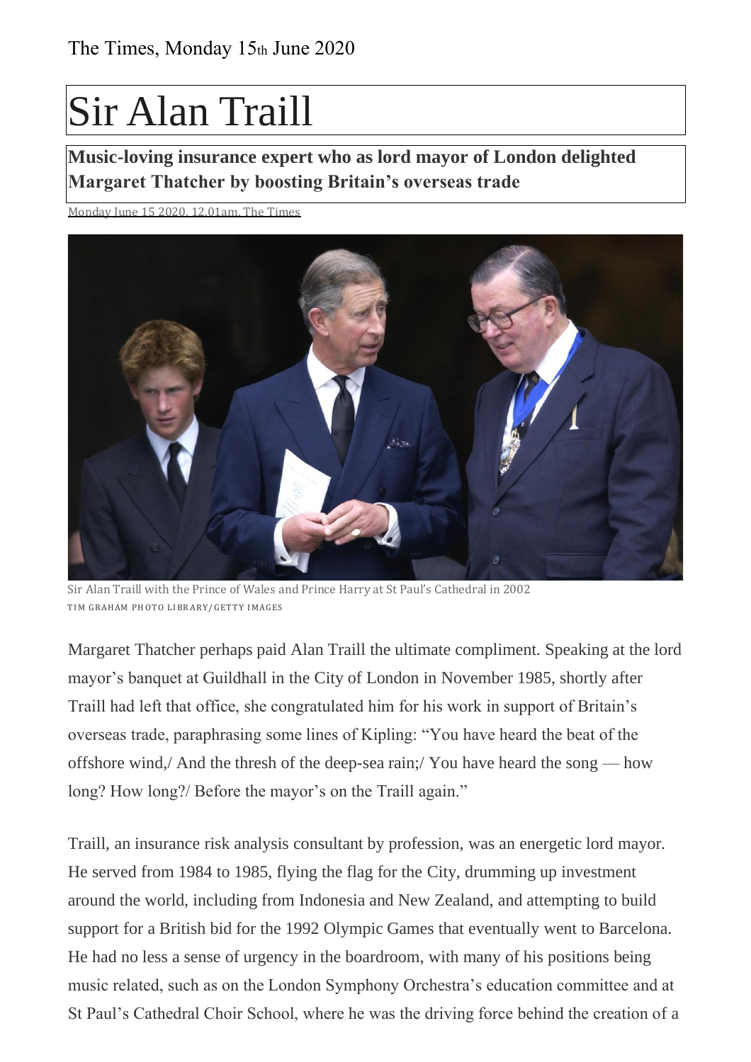The Times, Monday 15th June 2020

# Sir Alan Traill

**Music-loving insurance expert who as lord mayor of London delighted Margaret Thatcher by boosting Britain's overseas trade**

Monday June 15 2020, 12.01am, The Times

Sir Alan Traill with the Prince of Wales and Prince Harry at St Paul's Cathedral in 2002
TIM GRAHAM PHOTO LIBRARY/GETTY IMAGES

Margaret Thatcher perhaps paid Alan Traill the ultimate compliment. Speaking at the lord mayor's banquet at Guildhall in the City of London in November 1985, shortly after Traill had left that office, she congratulated him for his work in support of Britain's overseas trade, paraphrasing some lines of Kipling: "You have heard the beat of the offshore wind,/ And the thresh of the deep-sea rain;/ You have heard the song — how long? How long?/ Before the mayor's on the Traill again."

Traill, an insurance risk analysis consultant by profession, was an energetic lord mayor. He served from 1984 to 1985, flying the flag for the City, drumming up investment around the world, including from Indonesia and New Zealand, and attempting to build support for a British bid for the 1992 Olympic Games that eventually went to Barcelona. He had no less a sense of urgency in the boardroom, with many of his positions being music related, such as on the London Symphony Orchestra's education committee and at St Paul's Cathedral Choir School, where he was the driving force behind the creation of a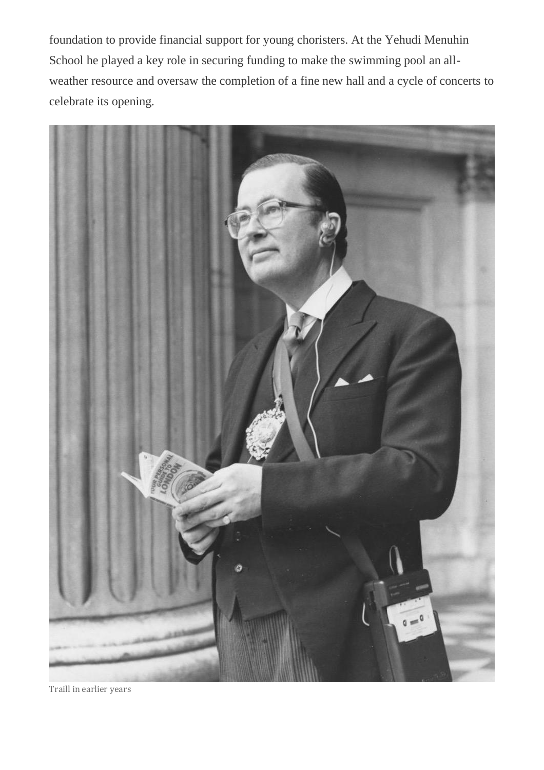foundation to provide financial support for young choristers. At the Yehudi Menuhin School he played a key role in securing funding to make the swimming pool an all-weather resource and oversaw the completion of a fine new hall and a cycle of concerts to celebrate its opening.

Traill in earlier years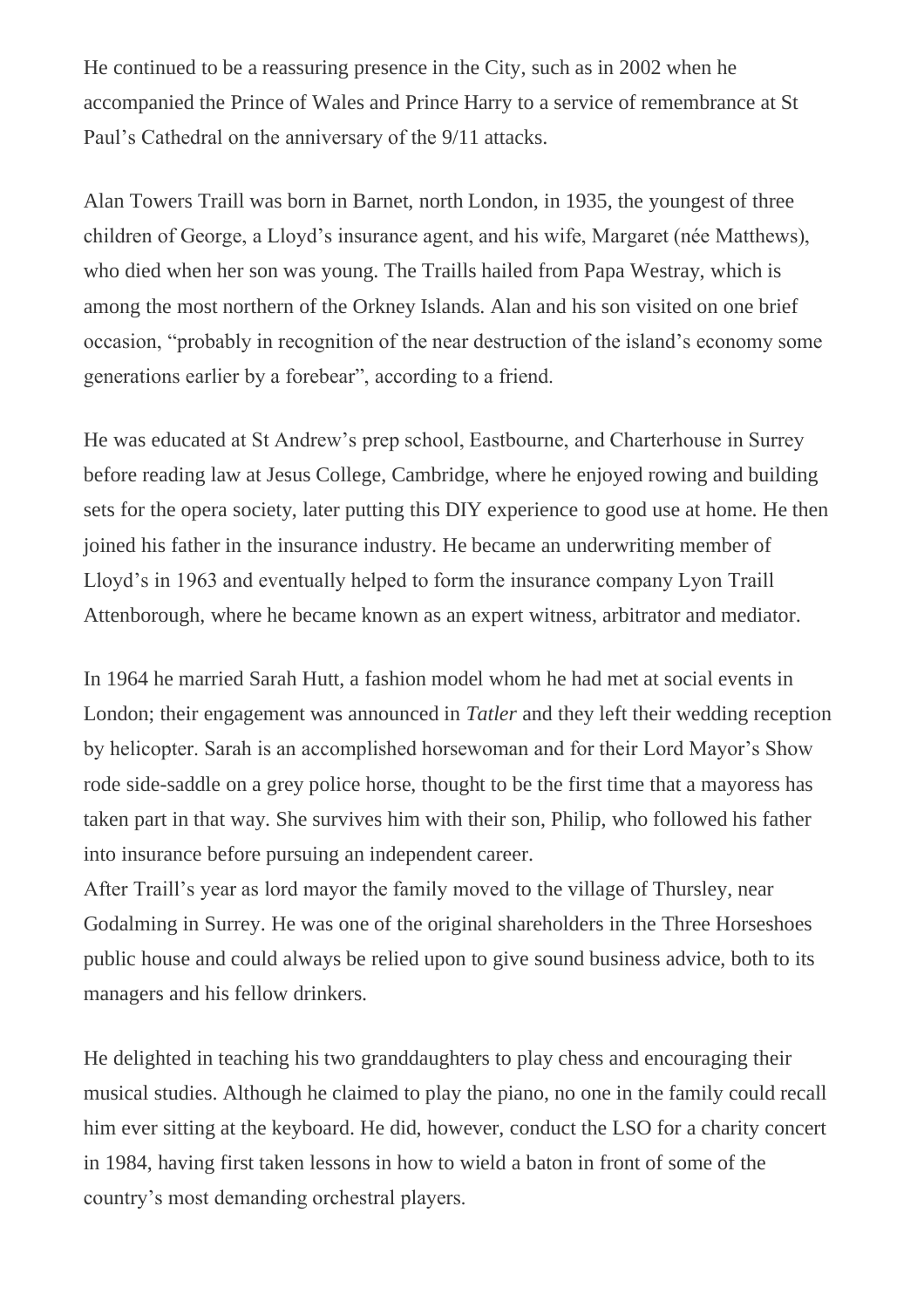He continued to be a reassuring presence in the City, such as in 2002 when he accompanied the Prince of Wales and Prince Harry to a service of remembrance at St Paul's Cathedral on the anniversary of the 9/11 attacks.

Alan Towers Traill was born in Barnet, north London, in 1935, the youngest of three children of George, a Lloyd's insurance agent, and his wife, Margaret (née Matthews), who died when her son was young. The Traills hailed from Papa Westray, which is among the most northern of the Orkney Islands. Alan and his son visited on one brief occasion, "probably in recognition of the near destruction of the island's economy some generations earlier by a forebear", according to a friend.

He was educated at St Andrew's prep school, Eastbourne, and Charterhouse in Surrey before reading law at Jesus College, Cambridge, where he enjoyed rowing and building sets for the opera society, later putting this DIY experience to good use at home. He then joined his father in the insurance industry. He became an underwriting member of Lloyd's in 1963 and eventually helped to form the insurance company Lyon Traill Attenborough, where he became known as an expert witness, arbitrator and mediator.

In 1964 he married Sarah Hutt, a fashion model whom he had met at social events in London; their engagement was announced in *Tatler* and they left their wedding reception by helicopter. Sarah is an accomplished horsewoman and for their Lord Mayor's Show rode side-saddle on a grey police horse, thought to be the first time that a mayoress has taken part in that way. She survives him with their son, Philip, who followed his father into insurance before pursuing an independent career.

After Traill's year as lord mayor the family moved to the village of Thursley, near Godalming in Surrey. He was one of the original shareholders in the Three Horseshoes public house and could always be relied upon to give sound business advice, both to its managers and his fellow drinkers.

He delighted in teaching his two granddaughters to play chess and encouraging their musical studies. Although he claimed to play the piano, no one in the family could recall him ever sitting at the keyboard. He did, however, conduct the LSO for a charity concert in 1984, having first taken lessons in how to wield a baton in front of some of the country's most demanding orchestral players.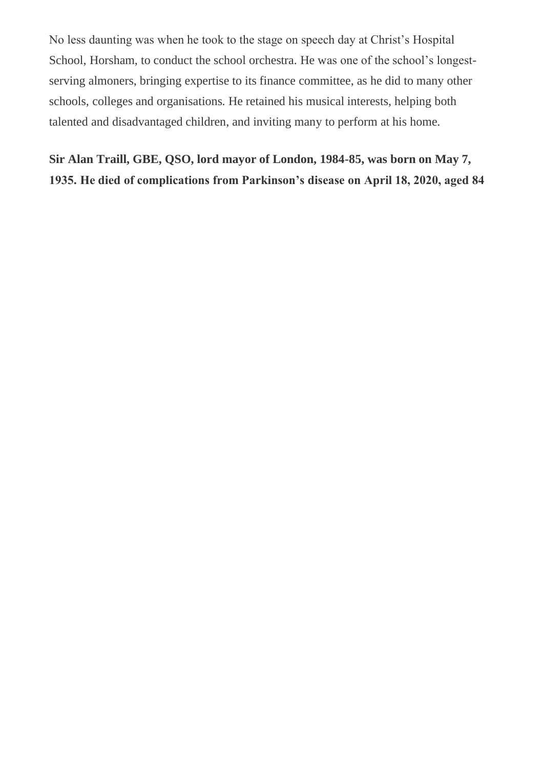No less daunting was when he took to the stage on speech day at Christ's Hospital School, Horsham, to conduct the school orchestra. He was one of the school's longest-serving almoners, bringing expertise to its finance committee, as he did to many other schools, colleges and organisations. He retained his musical interests, helping both talented and disadvantaged children, and inviting many to perform at his home.

**Sir Alan Traill, GBE, QSO, lord mayor of London, 1984-85, was born on May 7, 1935. He died of complications from Parkinson's disease on April 18, 2020, aged 84**